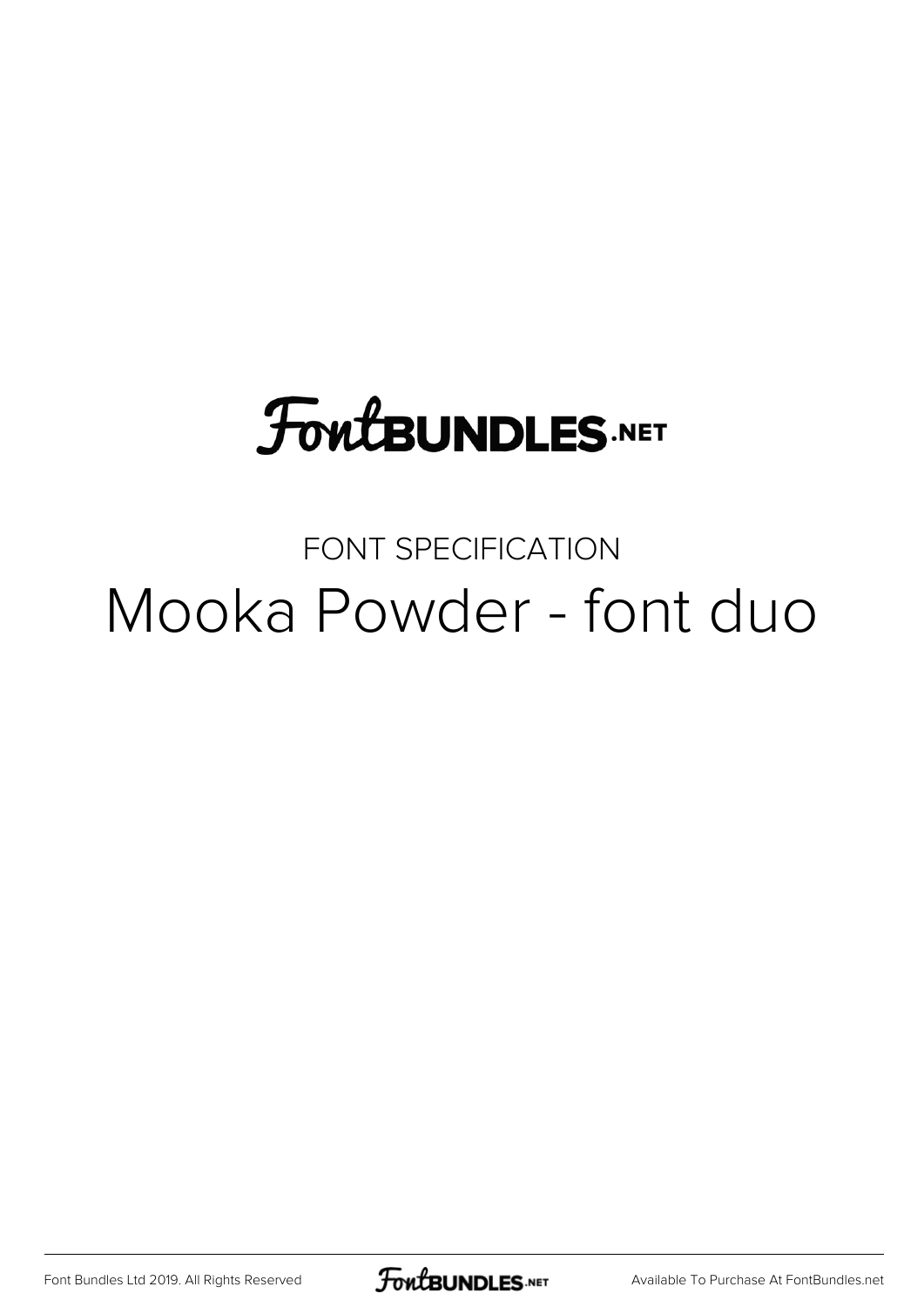FontBUNDLES.NET

FONT SPECIFICATION

# Mooka Powder - font duo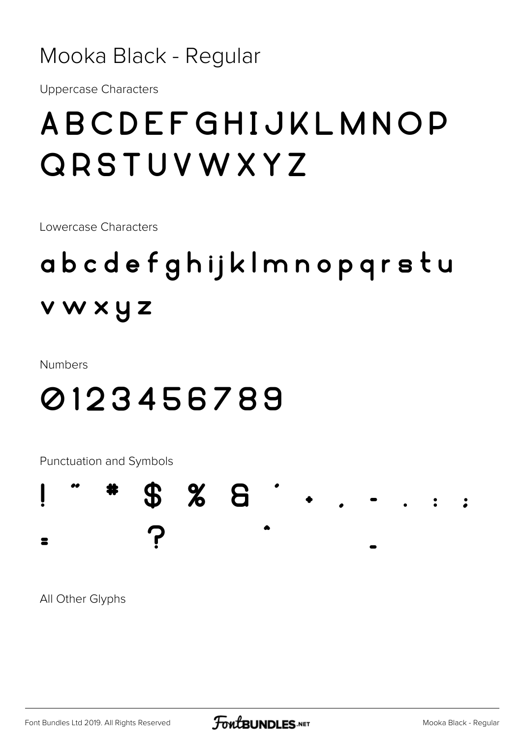# Mooka Black - Regular

Uppercase Characters

ABCDEFGHIJKLMNOP
QRSTUVWXYZ

Lowercase Characters

abcdefghijklmnopqrstu
vwxyz

Numbers

0123456789

Punctuation and Symbols

! " # $ % & ' + , - . : ;
= ? ^ _

All Other Glyphs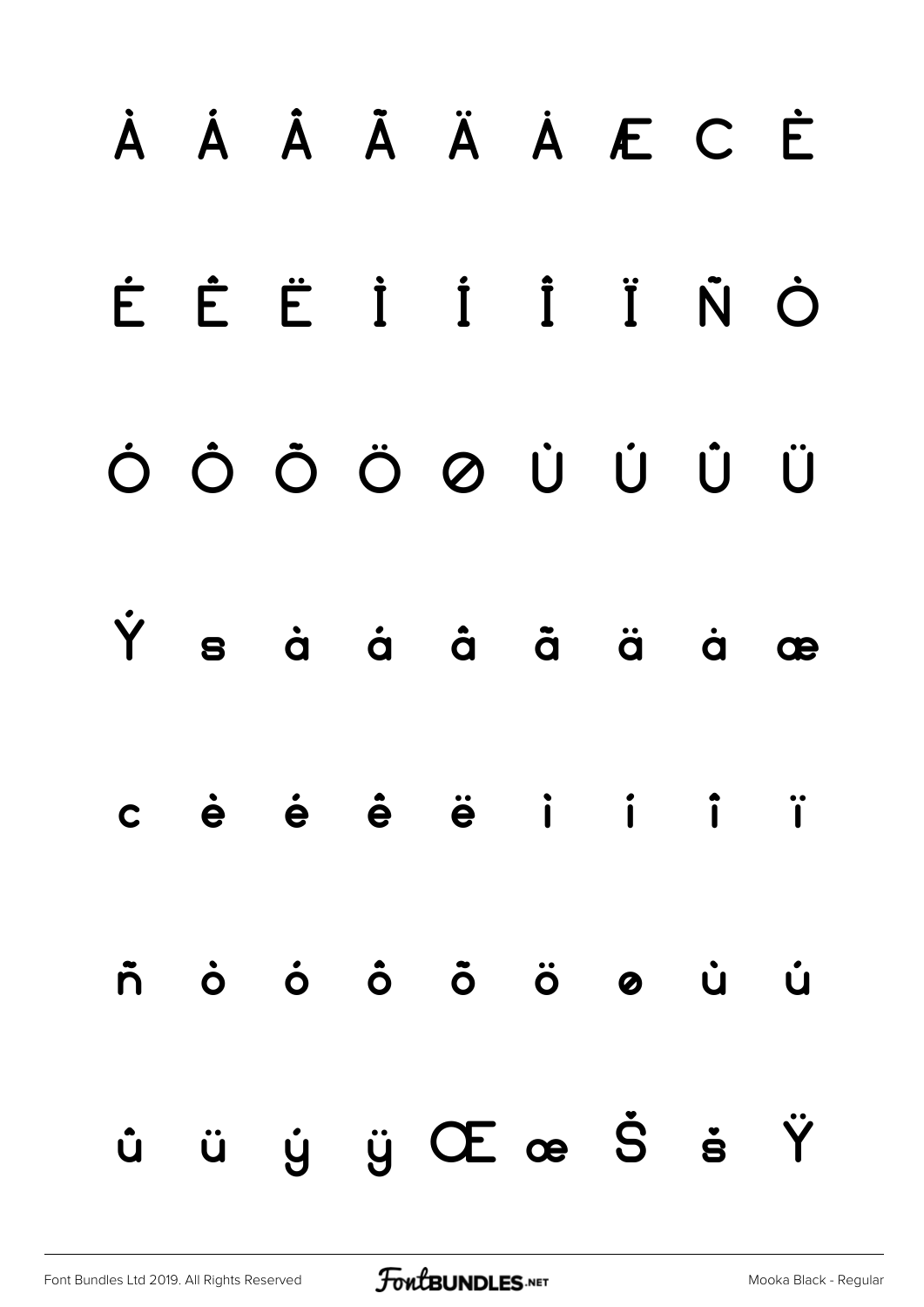À Á Â Ã Ä Å Æ C È

É Ê Ë Ì Í Î Ï Ñ Ò

Ó Ô Õ Ö Ø Ù Ú Û Ü

Ý ß à á â ã ä å æ

c è é ê ë ì í î ï

ñ ò ó ô õ ö ø ù ú

û ü ý ÿ Œ œ Š š Ÿ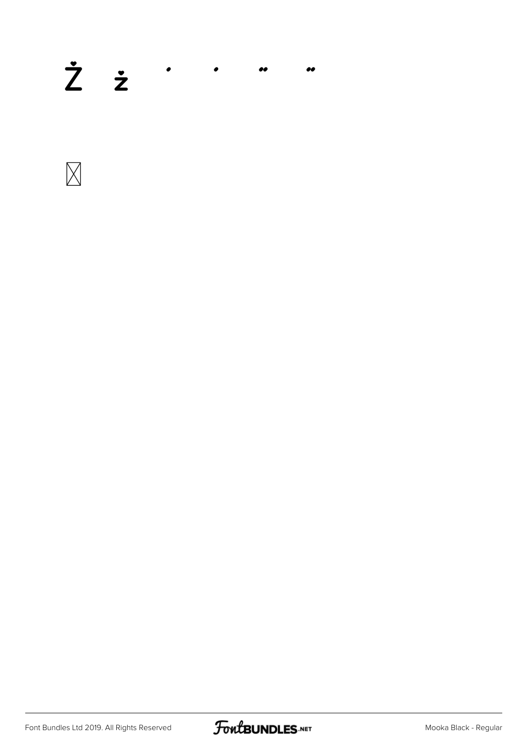Ż ż ' ' " "

⊠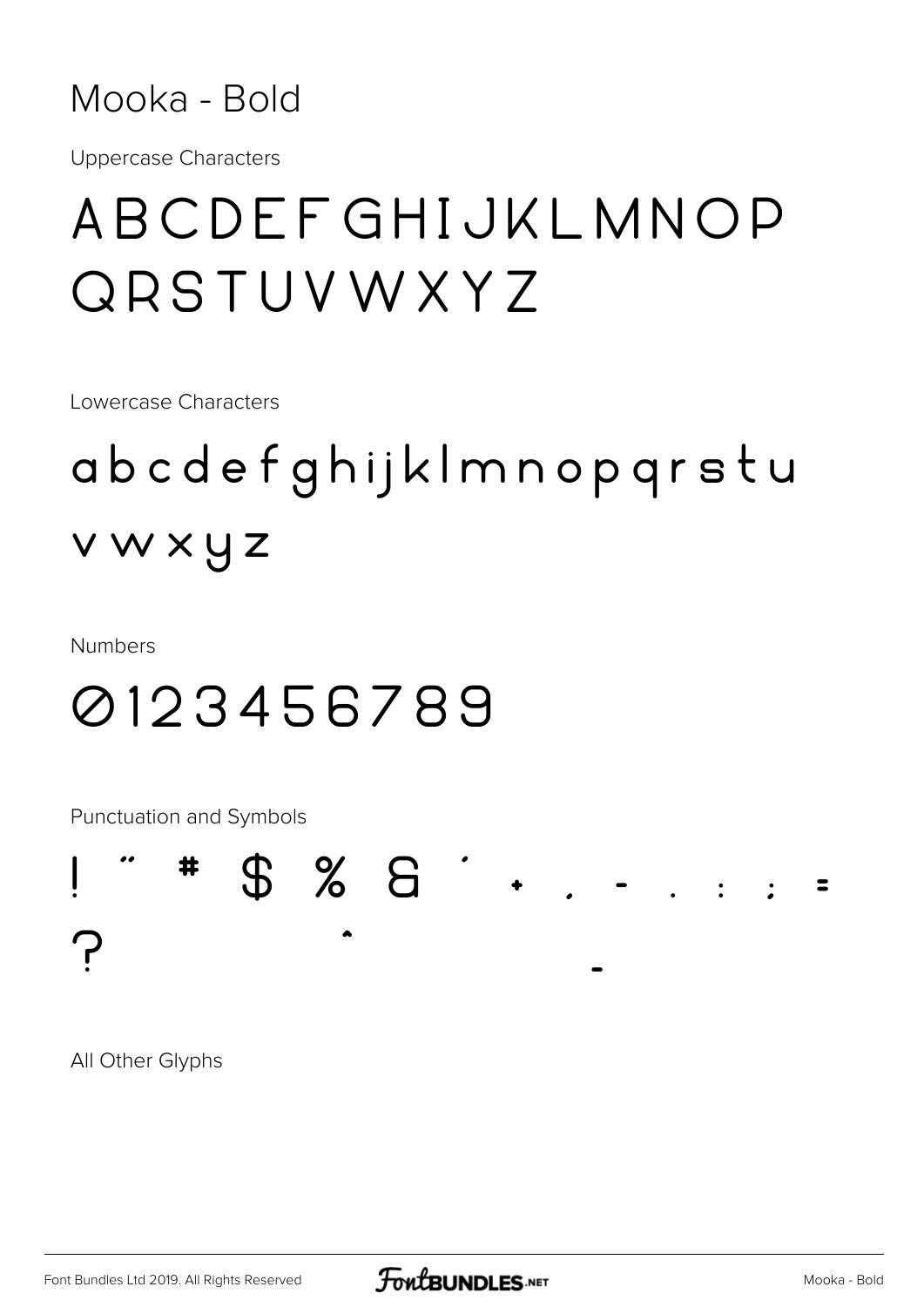# Mooka - Bold

Uppercase Characters

ABCDEFGHIJKLMNOP QRSTUVWXYZ

Lowercase Characters

abcdefghijklmnopqrstu vwxyz

Numbers

0123456789

Punctuation and Symbols

! " # $ % & ' + , - . : ; = ? ^ _

All Other Glyphs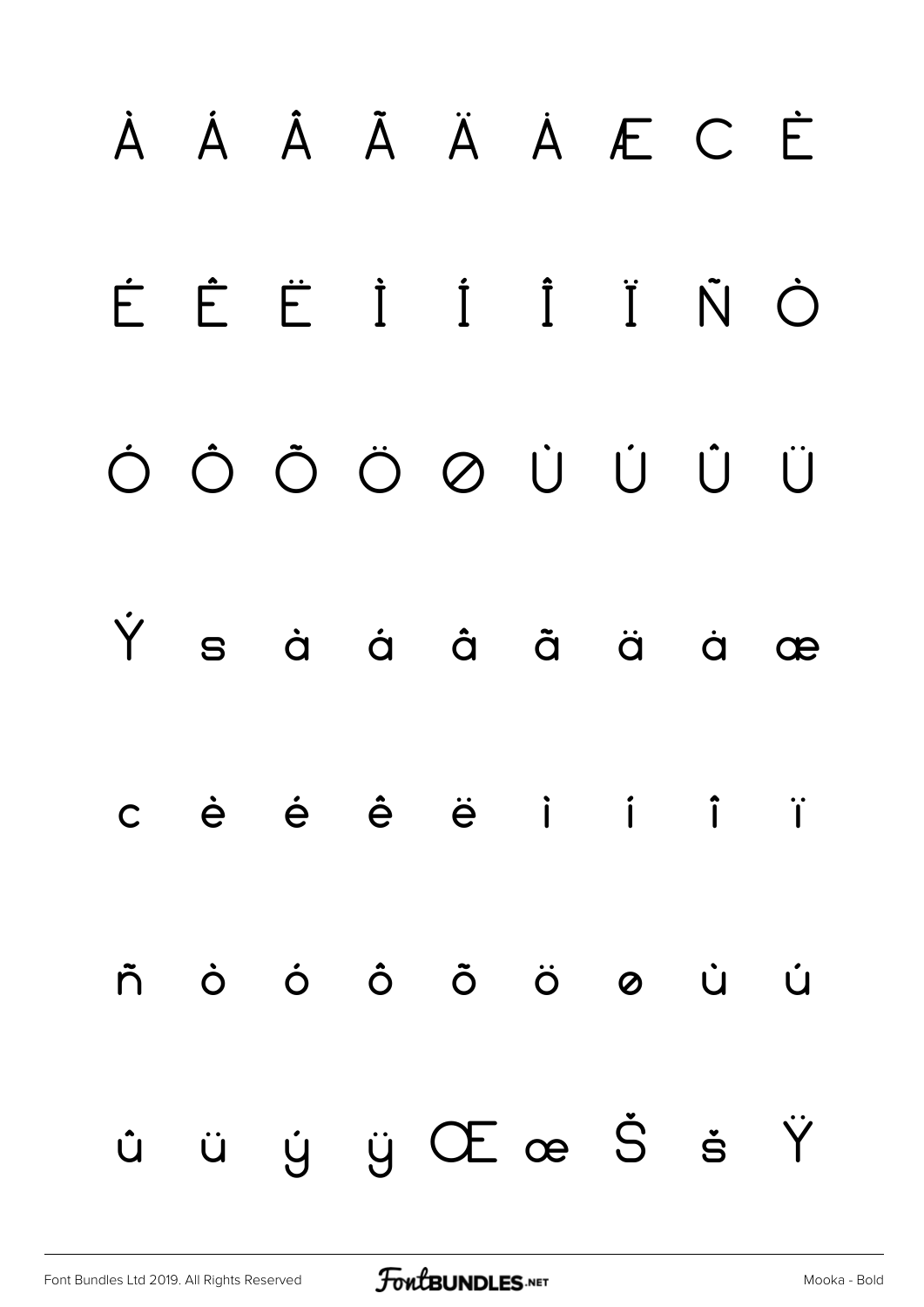À Á Â Ã Ä Å Æ Ç È

É Ê Ë Ì Í Î Ï Ñ Ò

Ó Ô Õ Ö Ø Ù Ú Û Ü

Ý ß à á â ã ä å æ

ç è é ê ë ì í î ï

ñ ò ó ô õ ö ø ù ú

û ü ý ÿ Œ œ Š š Ÿ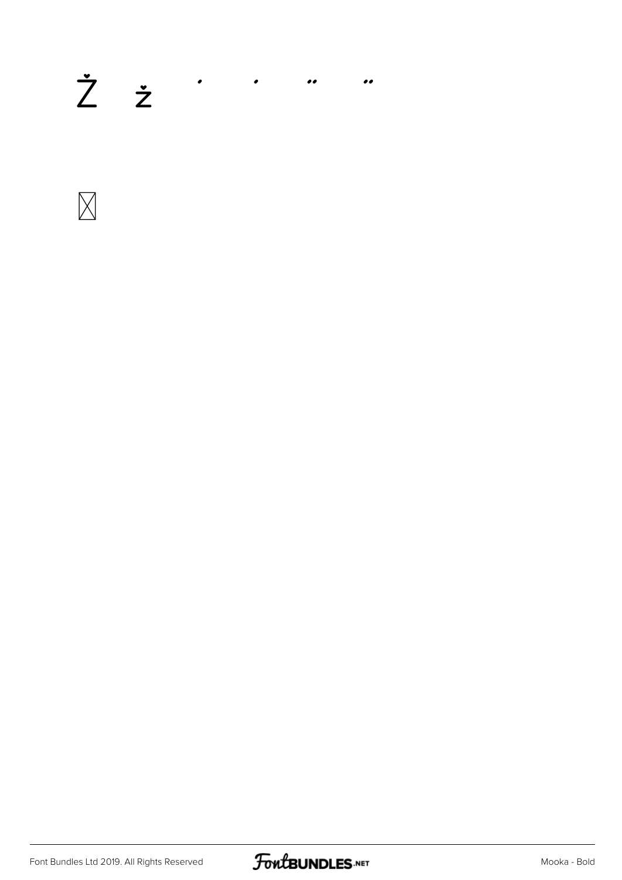Ž ž ' ' " "

☒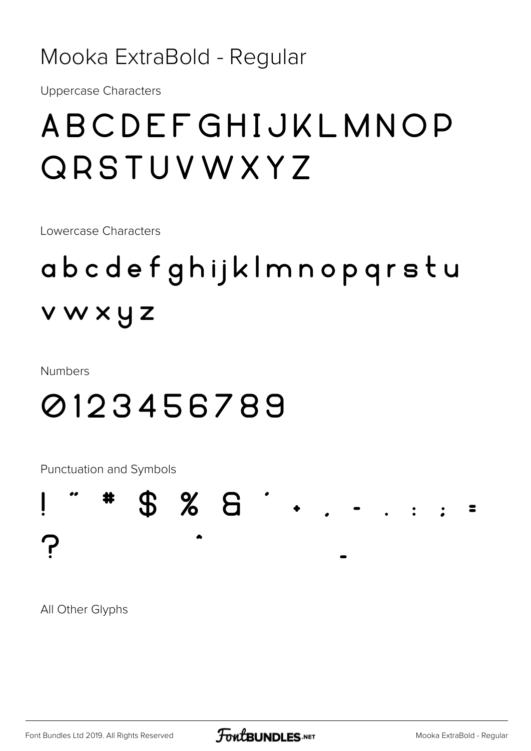# Mooka ExtraBold - Regular

Uppercase Characters

ABCDEFGHIJKLMNOP
QRSTUVWXYZ

Lowercase Characters

abcdefghijklmnopqrstu
vwxyz

Numbers

0123456789

Punctuation and Symbols

! " # $ % & ' + , - . : ; =
? ^ _

All Other Glyphs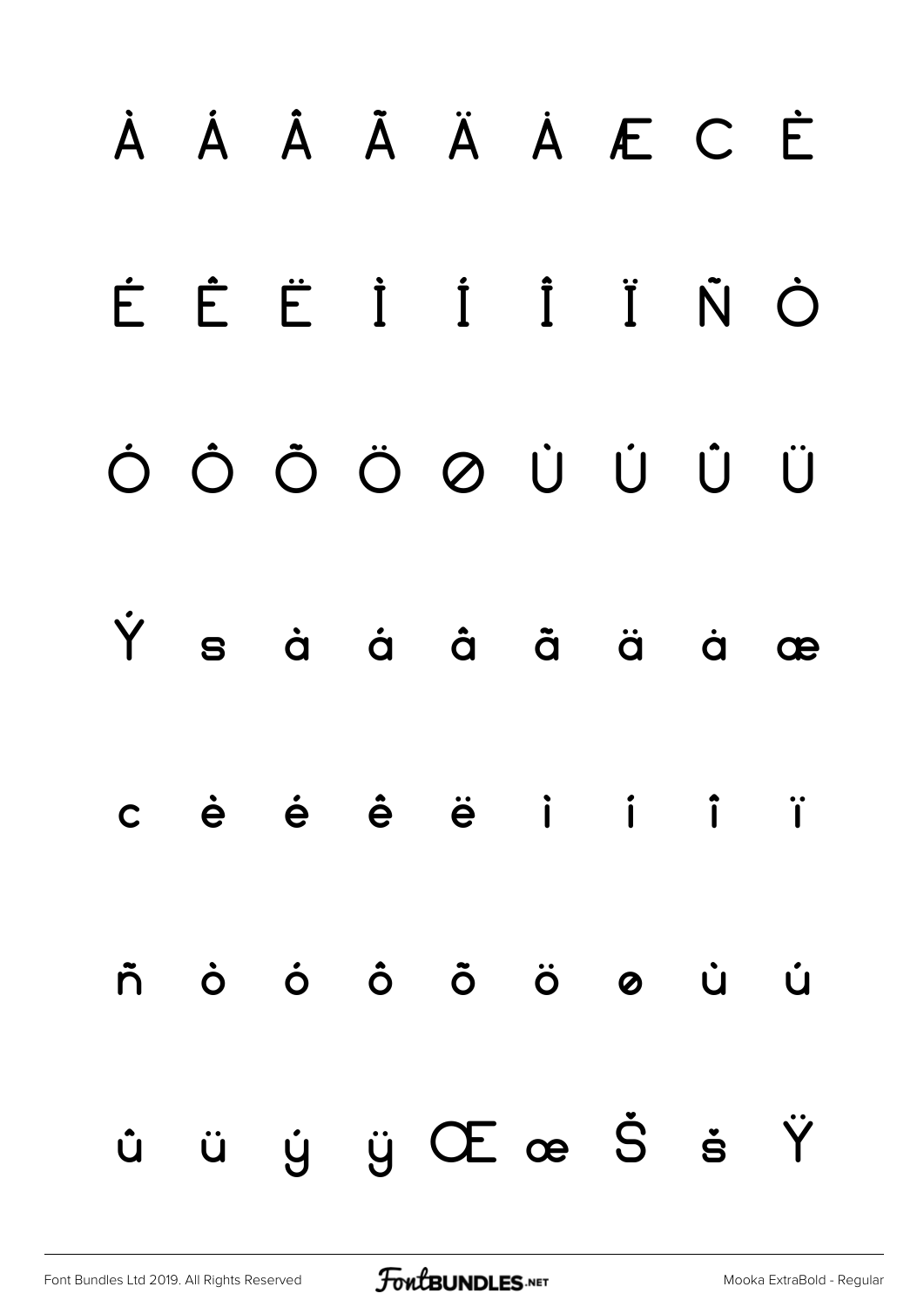À Á Â Ã Ä Å Æ Ç È

É Ê Ë Ì Í Î Ï Ñ Ò

Ó Ô Õ Ö Ø Ù Ú Û Ü

Ý ß à á â ã ä å æ

ç è é ê ë ì í î ï

ñ ò ó ô õ ö ø ù ú

û ü ý ÿ Œ œ Š š Ÿ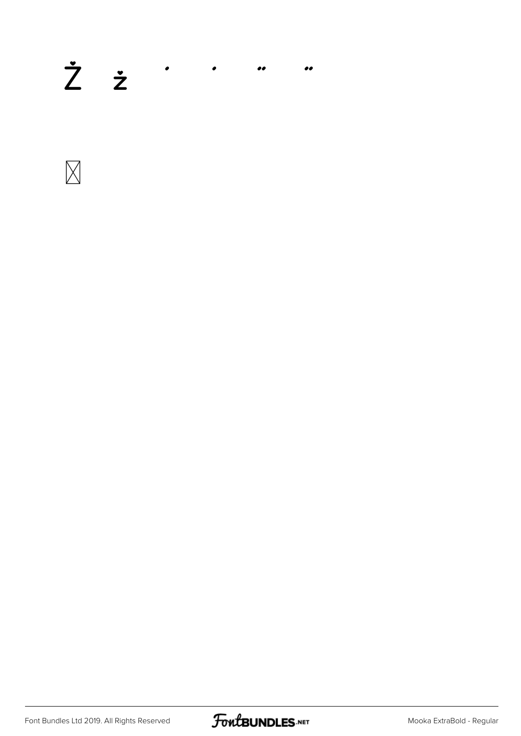Ż ż ' ' " "

☒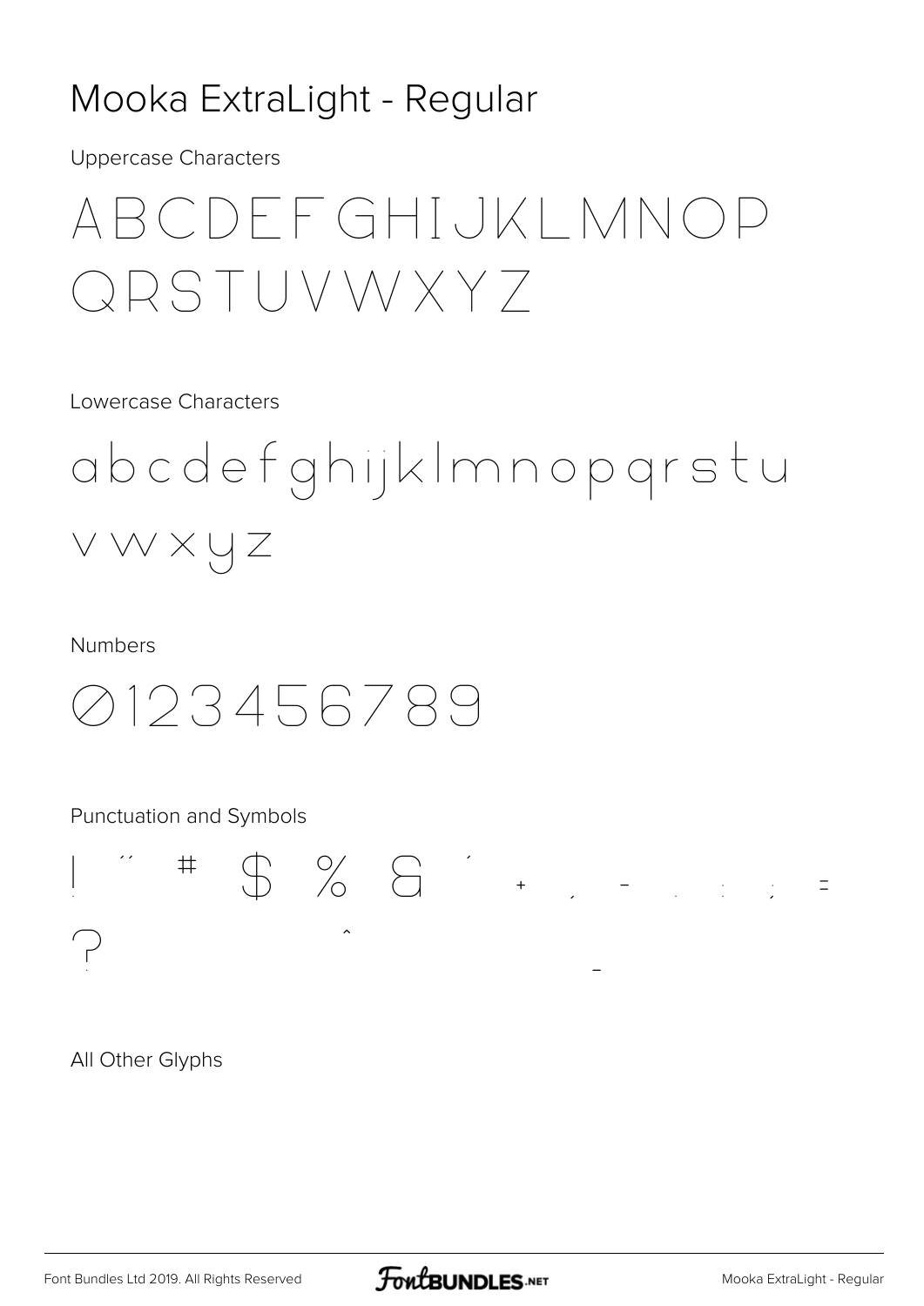# Mooka ExtraLight - Regular

Uppercase Characters

ABCDEFGHIJKLMNOP
QRSTUVWXYZ

Lowercase Characters

abcdefghijklmnopqrstu
vwxyz

Numbers

0123456789

Punctuation and Symbols

! " # $ % & ' + , - . : ; =
? ^ _

All Other Glyphs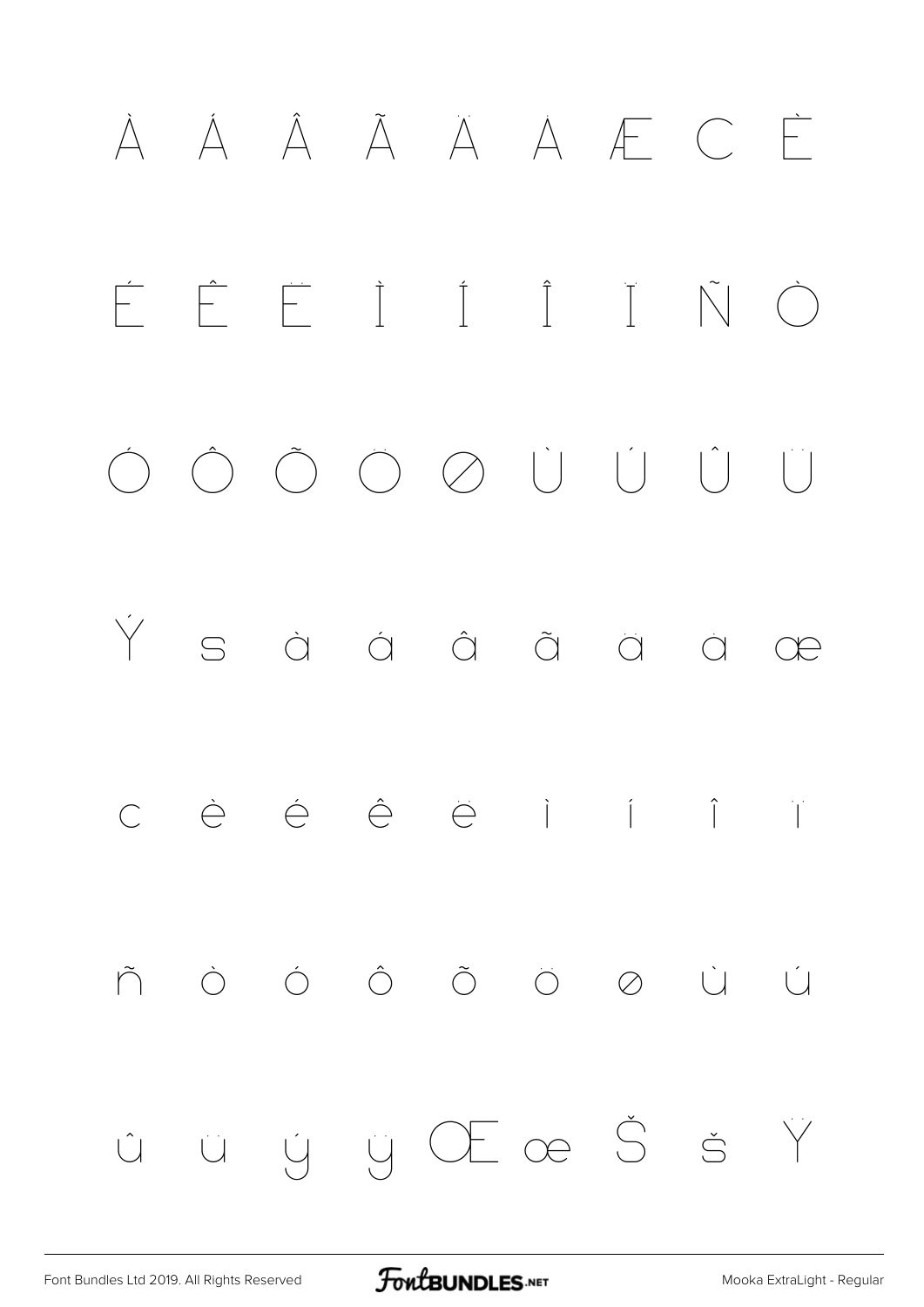À Á Â Ã Ä Å Æ Ç È

É Ê Ë Ì Í Î Ï Ñ Ò

Ó Ô Õ Ö Ø Ù Ú Û Ü

Ý ß à á â ã ä å æ

ç è é ê ë ì í î ï

ñ ò ó ô õ ö ø ù ú

û ü ý ÿ Œ œ Š š Ÿ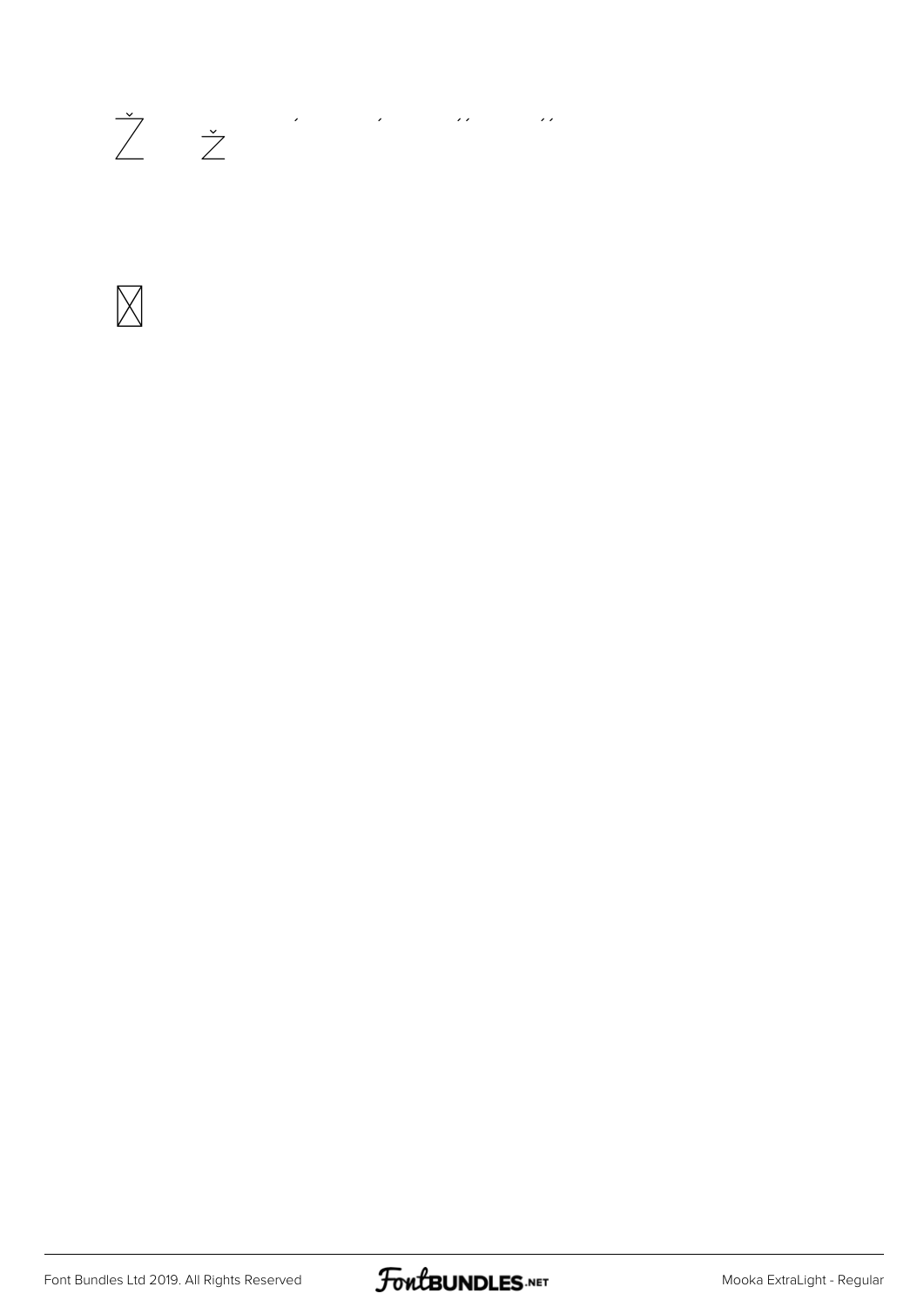Ž ž ´ ´ ˝ ˝

⊠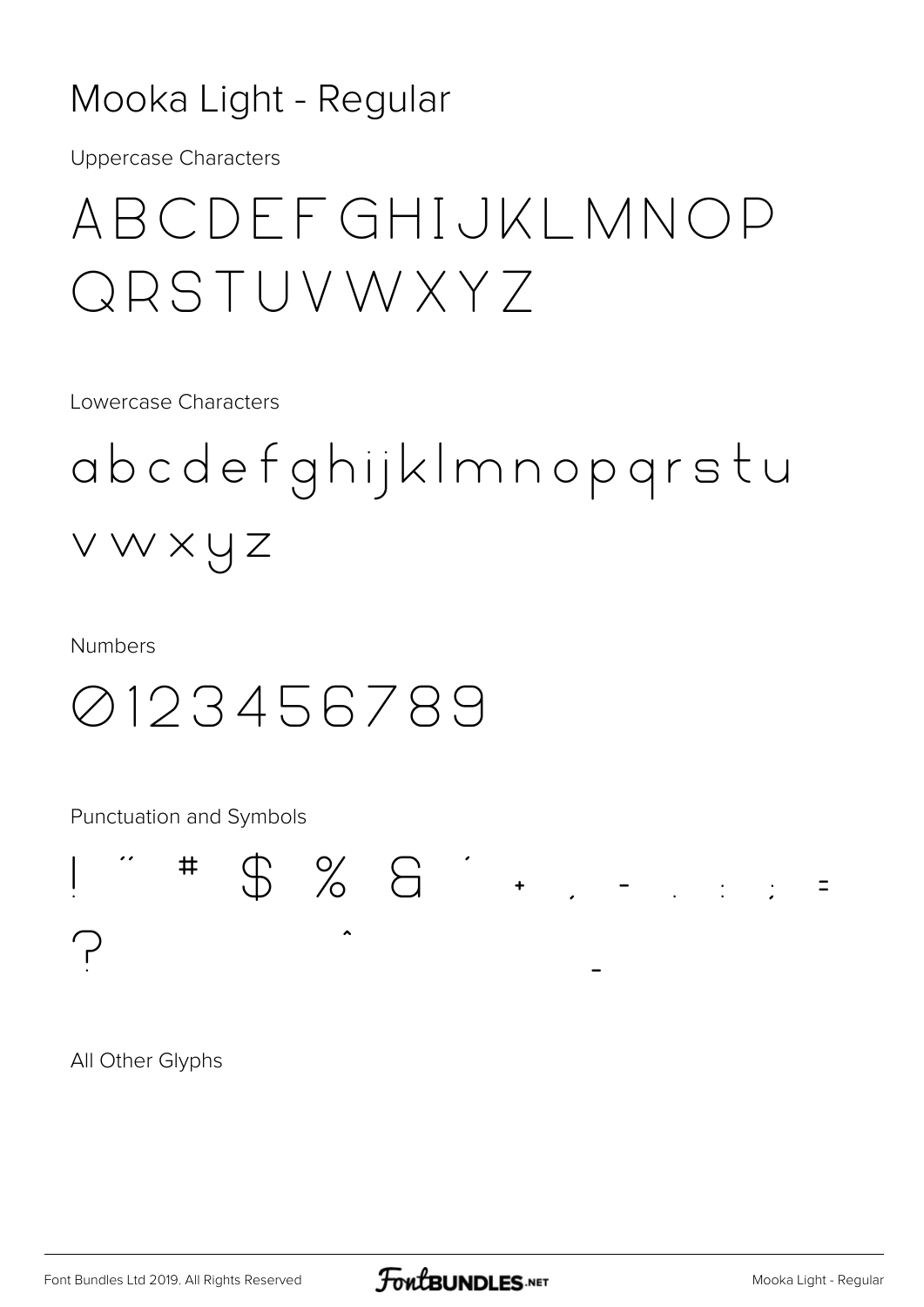# Mooka Light - Regular

Uppercase Characters

ABCDEFGHIJKLMNOP
QRSTUVWXYZ

Lowercase Characters

abcdefghijklmnopqrstu
vwxyz

Numbers

0123456789

Punctuation and Symbols

! " # $ % & ' + , - . : ; =
? ^ _

All Other Glyphs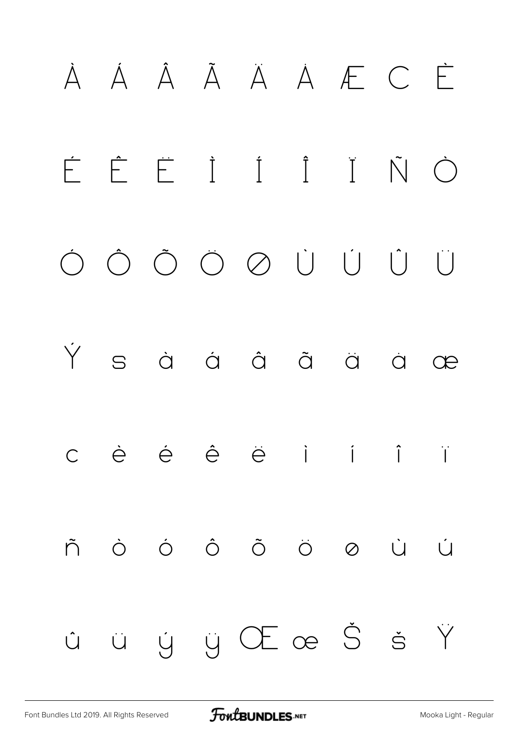À Á Â Ã Ä Å Æ Ç È

É Ê Ë Ì Í Î Ï Ñ Ò

Ó Ô Õ Ö Ø Ù Ú Û Ü

Ý ß à á â ã ä å æ

ç è é ê ë ì í î ï

ñ ò ó ô õ ö ø ù ú

û ü ý ÿ Œ œ Š š Ÿ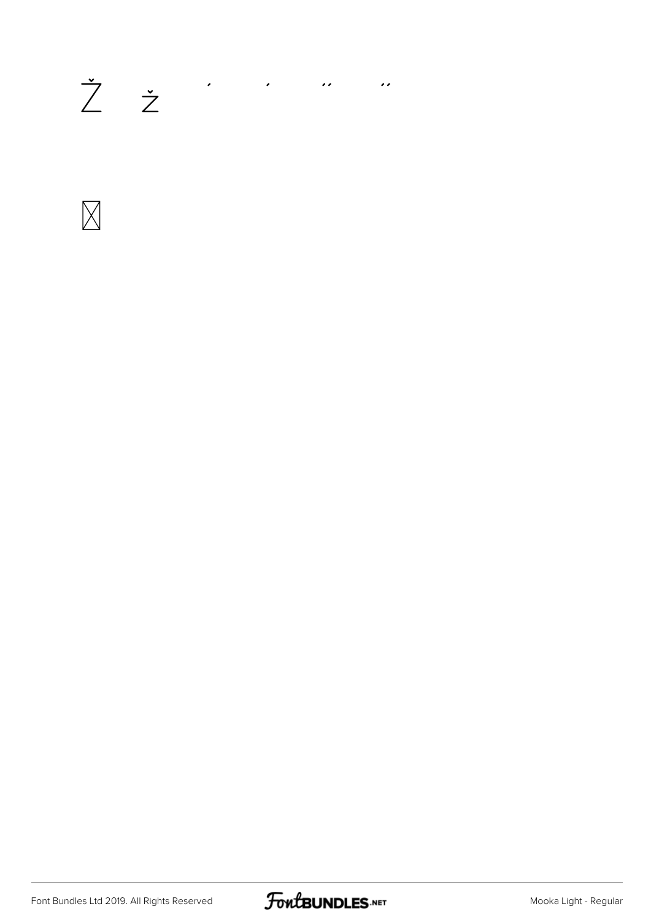Ž ž ′ ′ ″ ″

⊠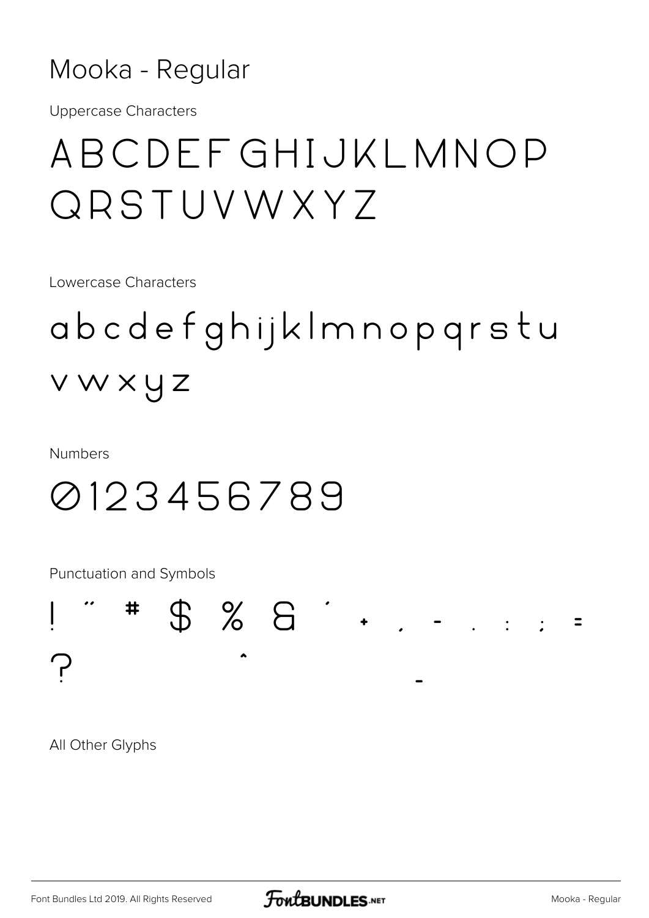# Mooka - Regular

Uppercase Characters

ABCDEFGHIJKLMNOP
QRSTUVWXYZ

Lowercase Characters

abcdefghijklmnopqrstu
vwxyz

Numbers

0123456789

Punctuation and Symbols

! " # $ % & ' + , - . : ; =
? ^ _

All Other Glyphs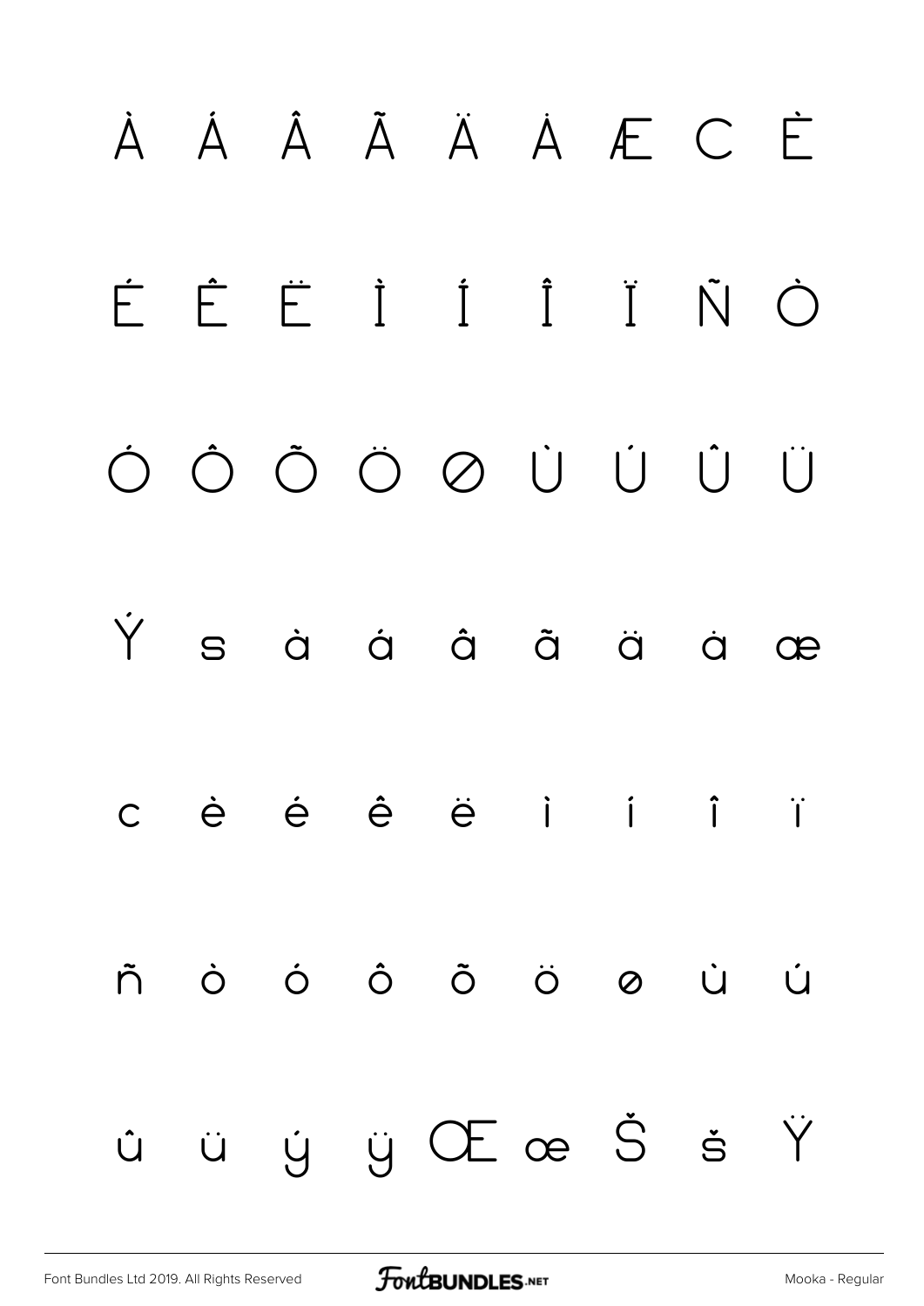À Á Â Ã Ä Å Æ Ç È

É Ê Ë Ì Í Î Ï Ñ Ò

Ó Ô Õ Ö Ø Ù Ú Û Ü

Ý ß à á â ã ä å æ

ç è é ê ë ì í î ï

ñ ò ó ô õ ö ø ù ú

û ü ý ÿ Œ œ Š š Ÿ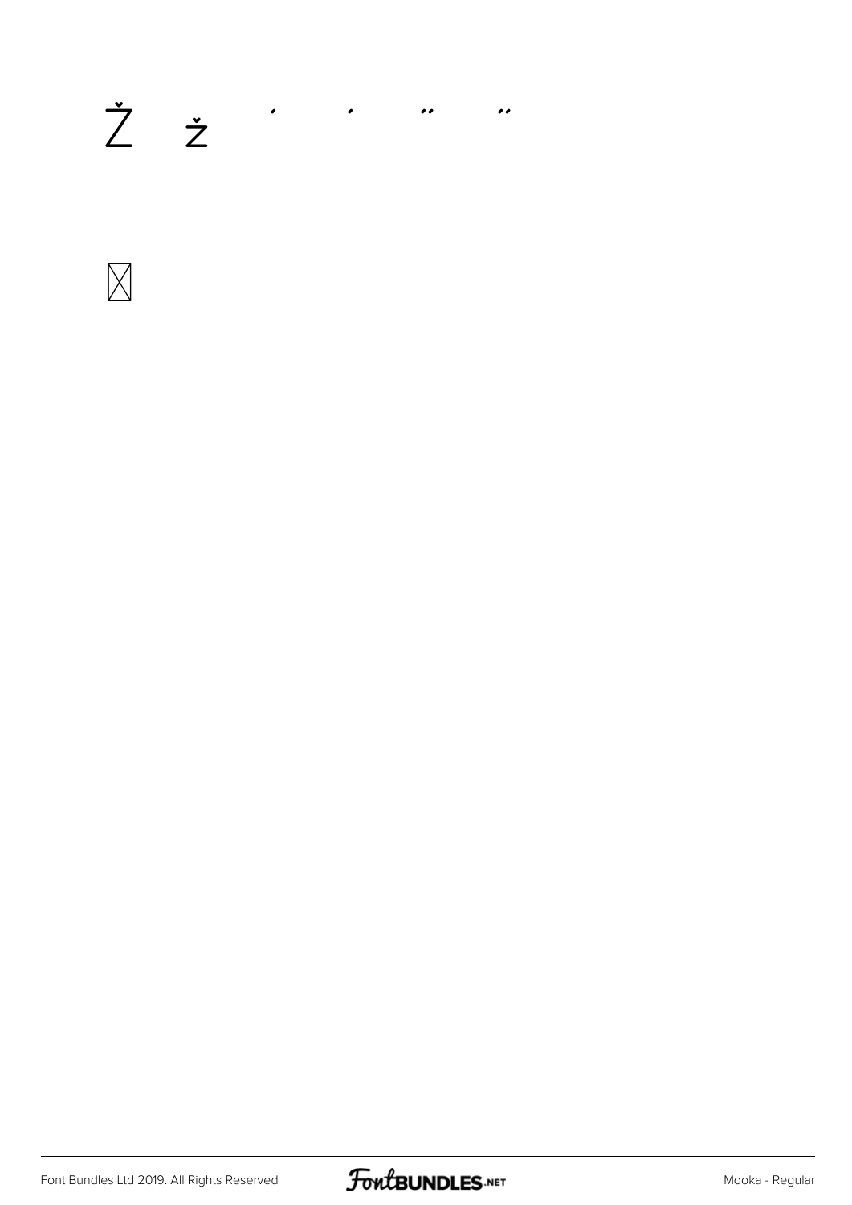Ž ž ' ' " "

⊠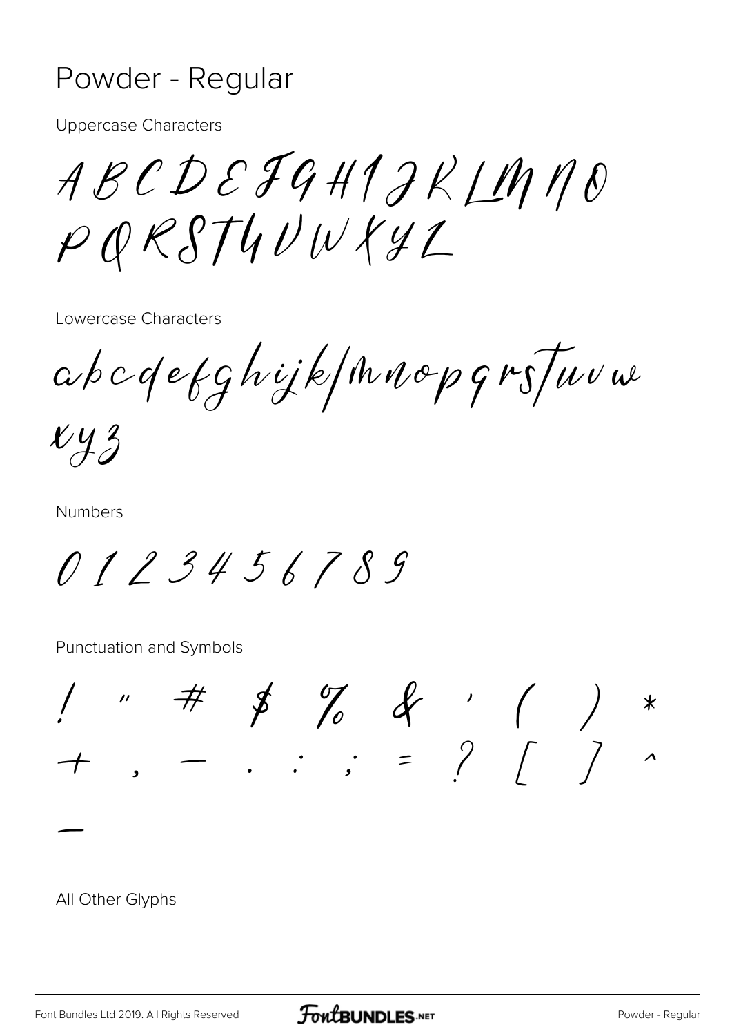# Powder - Regular

Uppercase Characters

A B C D E F G H I J K L M N O
P Q R S T U V W X Y Z

Lowercase Characters

a b c d e f g h i j k l m n o p q r s t u v w
x y z

Numbers

0 1 2 3 4 5 6 7 8 9

Punctuation and Symbols

! " # $ % & ' ( ) *
+ , - . : ; = ? [ ] ^
_

All Other Glyphs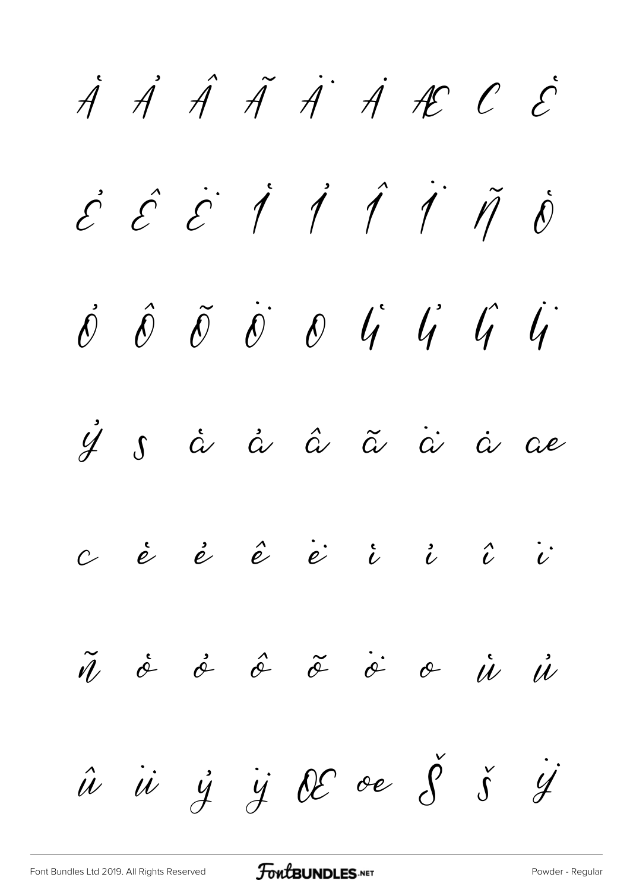À Á Â Ã Ä Å Æ Ç È

É Ê Ë Ì Í Î Ï Ñ Ò

Ó Ô Õ Ö Ø Ù Ú Û Ü

Ý ß à á â ã ä å æ

ç è é ê ë ì í î ï

ñ ò ó ô õ ö ø ù ú

û ü ý ÿ Œ œ Š š Ÿ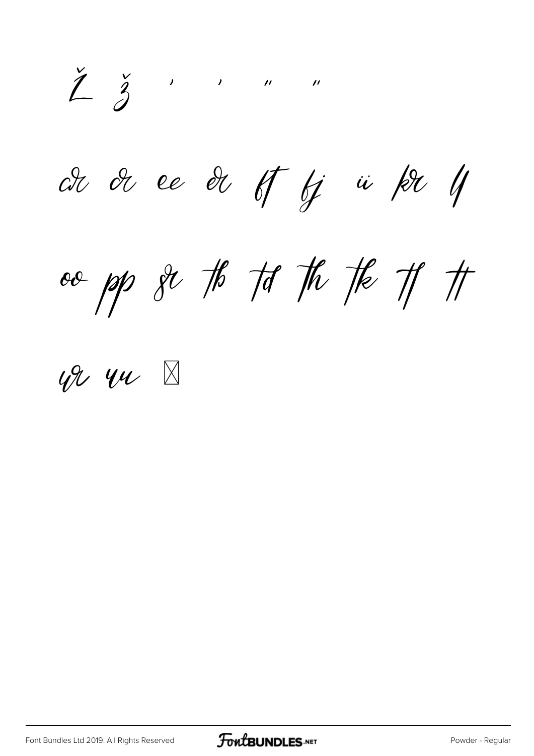Ž ž ' ' " "

ar dr ee er ft fj ii kr ll

oo pp sr tb td th tk tl tt

ur uu